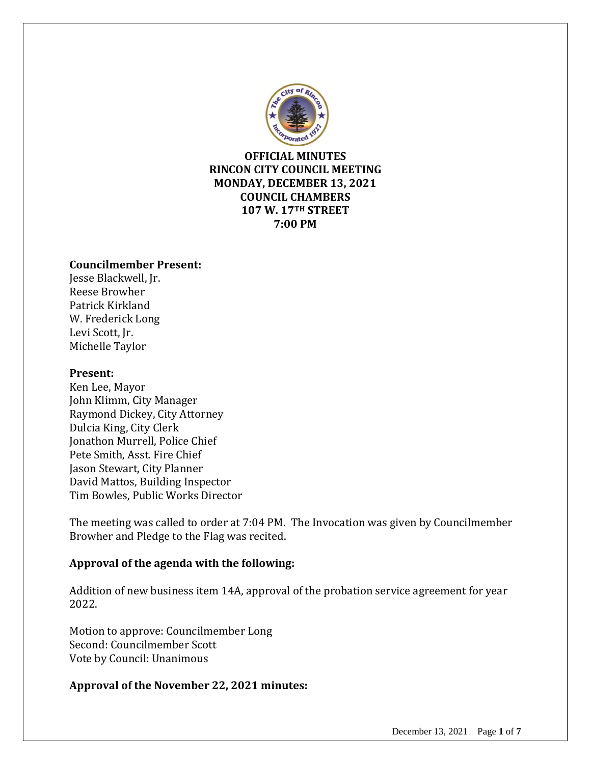**OFFICIAL MINUTES**
**RINCON CITY COUNCIL MEETING**
**MONDAY, DECEMBER 13, 2021**
**COUNCIL CHAMBERS**
**107 W. 17TH STREET**
**7:00 PM**

**Councilmember Present:**
Jesse Blackwell, Jr.
Reese Browher
Patrick Kirkland
W. Frederick Long
Levi Scott, Jr.
Michelle Taylor

**Present:**
Ken Lee, Mayor
John Klimm, City Manager
Raymond Dickey, City Attorney
Dulcia King, City Clerk
Jonathon Murrell, Police Chief
Pete Smith, Asst. Fire Chief
Jason Stewart, City Planner
David Mattos, Building Inspector
Tim Bowles, Public Works Director

The meeting was called to order at 7:04 PM. The Invocation was given by Councilmember Browher and Pledge to the Flag was recited.

**Approval of the agenda with the following:**

Addition of new business item 14A, approval of the probation service agreement for year 2022.

Motion to approve: Councilmember Long
Second: Councilmember Scott
Vote by Council: Unanimous

**Approval of the November 22, 2021 minutes:**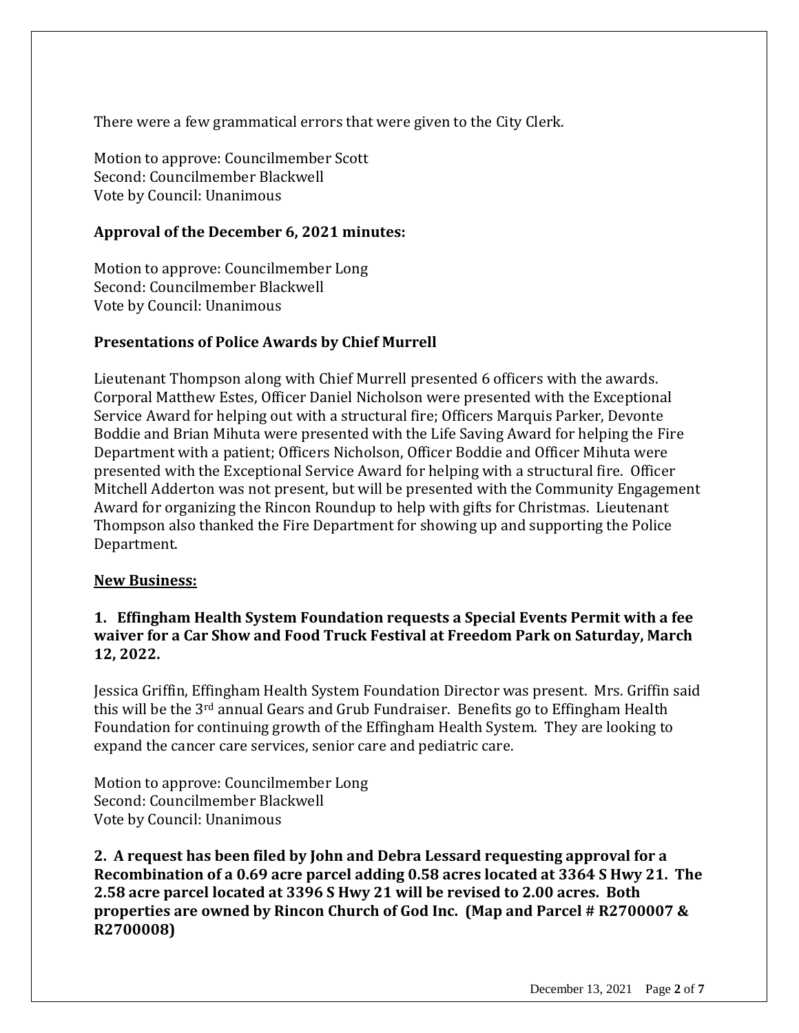There were a few grammatical errors that were given to the City Clerk.

Motion to approve: Councilmember Scott
Second: Councilmember Blackwell
Vote by Council: Unanimous

**Approval of the December 6, 2021 minutes:**

Motion to approve: Councilmember Long
Second: Councilmember Blackwell
Vote by Council: Unanimous

**Presentations of Police Awards by Chief Murrell**

Lieutenant Thompson along with Chief Murrell presented 6 officers with the awards. Corporal Matthew Estes, Officer Daniel Nicholson were presented with the Exceptional Service Award for helping out with a structural fire; Officers Marquis Parker, Devonte Boddie and Brian Mihuta were presented with the Life Saving Award for helping the Fire Department with a patient; Officers Nicholson, Officer Boddie and Officer Mihuta were presented with the Exceptional Service Award for helping with a structural fire. Officer Mitchell Adderton was not present, but will be presented with the Community Engagement Award for organizing the Rincon Roundup to help with gifts for Christmas. Lieutenant Thompson also thanked the Fire Department for showing up and supporting the Police Department.

**New Business:**

**1. Effingham Health System Foundation requests a Special Events Permit with a fee waiver for a Car Show and Food Truck Festival at Freedom Park on Saturday, March 12, 2022.**

Jessica Griffin, Effingham Health System Foundation Director was present. Mrs. Griffin said this will be the 3rd annual Gears and Grub Fundraiser. Benefits go to Effingham Health Foundation for continuing growth of the Effingham Health System. They are looking to expand the cancer care services, senior care and pediatric care.

Motion to approve: Councilmember Long
Second: Councilmember Blackwell
Vote by Council: Unanimous

**2. A request has been filed by John and Debra Lessard requesting approval for a Recombination of a 0.69 acre parcel adding 0.58 acres located at 3364 S Hwy 21. The 2.58 acre parcel located at 3396 S Hwy 21 will be revised to 2.00 acres. Both properties are owned by Rincon Church of God Inc. (Map and Parcel # R2700007 & R2700008)**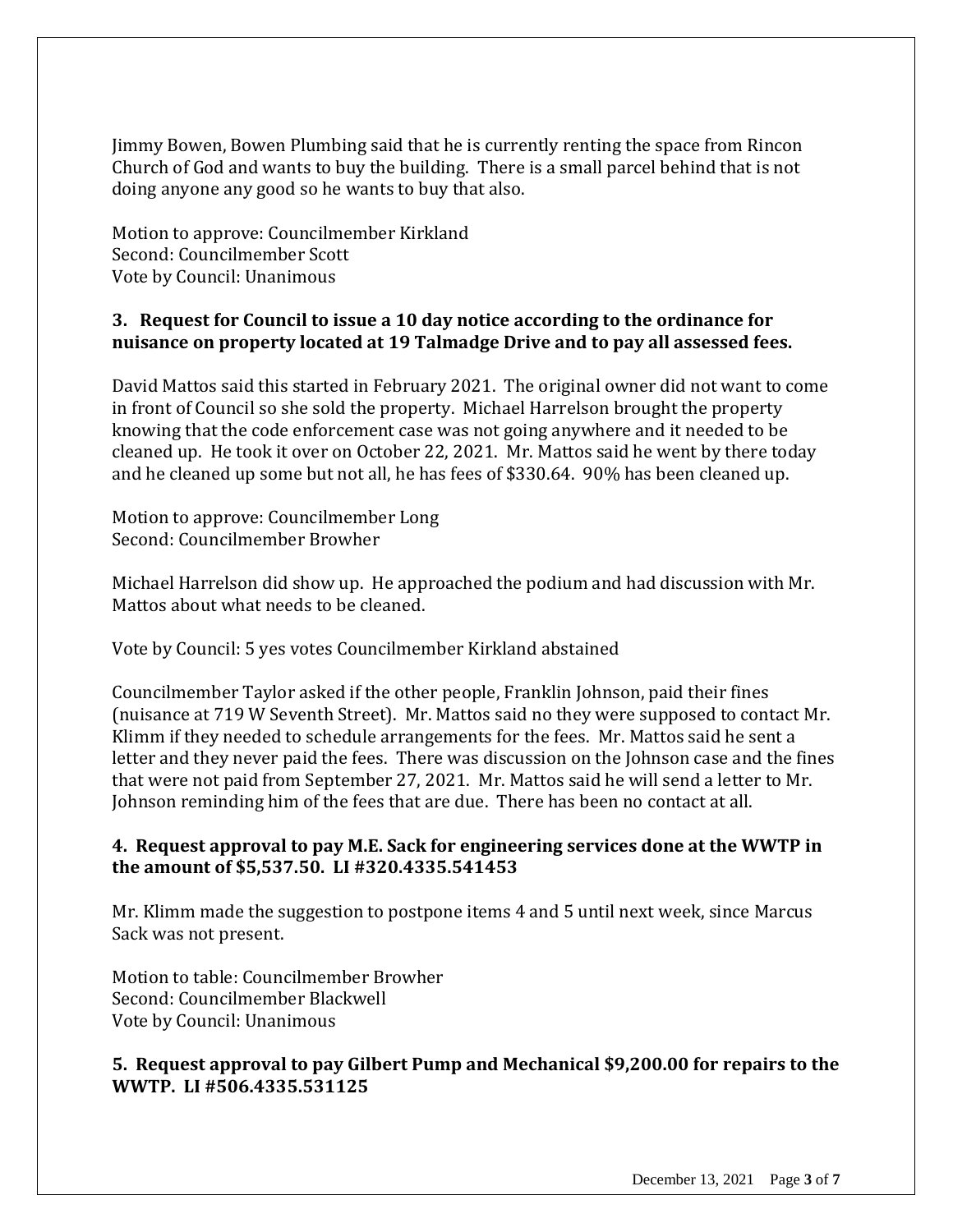Jimmy Bowen, Bowen Plumbing said that he is currently renting the space from Rincon Church of God and wants to buy the building. There is a small parcel behind that is not doing anyone any good so he wants to buy that also.

Motion to approve: Councilmember Kirkland
Second: Councilmember Scott
Vote by Council: Unanimous

**3. Request for Council to issue a 10 day notice according to the ordinance for nuisance on property located at 19 Talmadge Drive and to pay all assessed fees.**

David Mattos said this started in February 2021. The original owner did not want to come in front of Council so she sold the property. Michael Harrelson brought the property knowing that the code enforcement case was not going anywhere and it needed to be cleaned up. He took it over on October 22, 2021. Mr. Mattos said he went by there today and he cleaned up some but not all, he has fees of $330.64. 90% has been cleaned up.

Motion to approve: Councilmember Long
Second: Councilmember Browher

Michael Harrelson did show up. He approached the podium and had discussion with Mr. Mattos about what needs to be cleaned.

Vote by Council: 5 yes votes Councilmember Kirkland abstained

Councilmember Taylor asked if the other people, Franklin Johnson, paid their fines (nuisance at 719 W Seventh Street). Mr. Mattos said no they were supposed to contact Mr. Klimm if they needed to schedule arrangements for the fees. Mr. Mattos said he sent a letter and they never paid the fees. There was discussion on the Johnson case and the fines that were not paid from September 27, 2021. Mr. Mattos said he will send a letter to Mr. Johnson reminding him of the fees that are due. There has been no contact at all.

**4. Request approval to pay M.E. Sack for engineering services done at the WWTP in the amount of $5,537.50. LI #320.4335.541453**

Mr. Klimm made the suggestion to postpone items 4 and 5 until next week, since Marcus Sack was not present.

Motion to table: Councilmember Browher
Second: Councilmember Blackwell
Vote by Council: Unanimous

**5. Request approval to pay Gilbert Pump and Mechanical $9,200.00 for repairs to the WWTP. LI #506.4335.531125**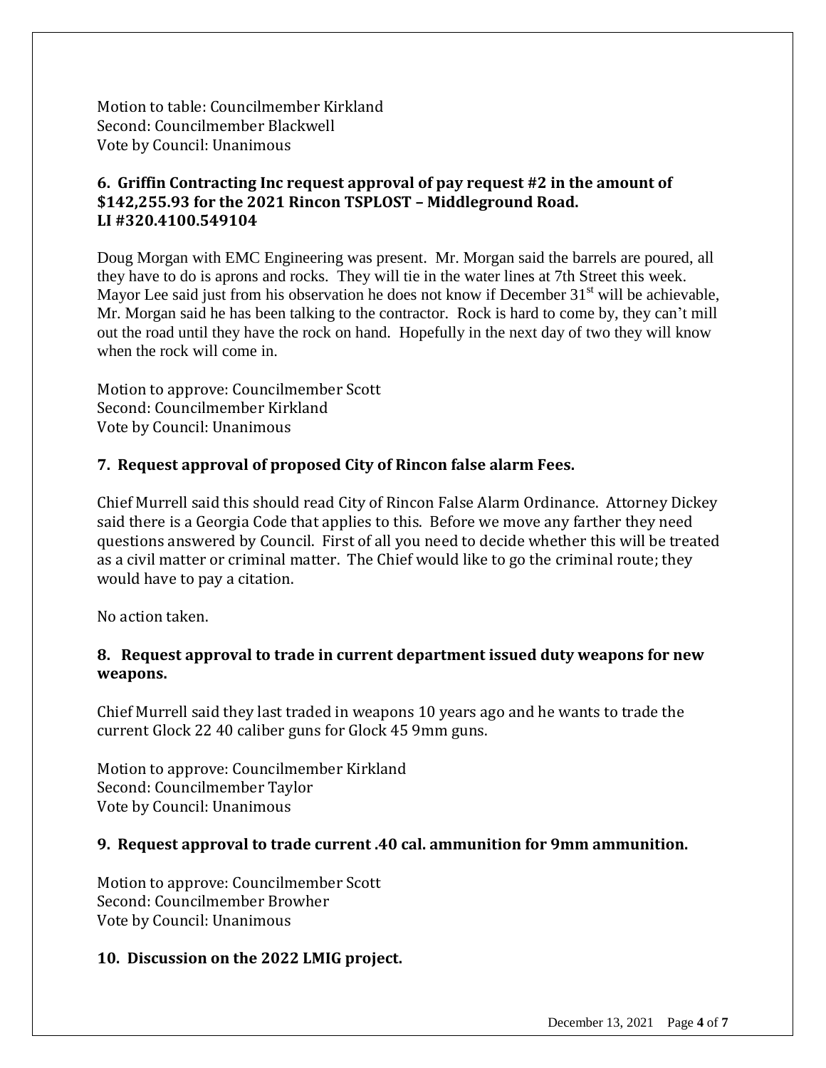Motion to table: Councilmember Kirkland
Second: Councilmember Blackwell
Vote by Council: Unanimous

**6. Griffin Contracting Inc request approval of pay request #2 in the amount of $142,255.93 for the 2021 Rincon TSPLOST – Middleground Road. LI #320.4100.549104**

Doug Morgan with EMC Engineering was present. Mr. Morgan said the barrels are poured, all they have to do is aprons and rocks. They will tie in the water lines at 7th Street this week. Mayor Lee said just from his observation he does not know if December 31st will be achievable, Mr. Morgan said he has been talking to the contractor. Rock is hard to come by, they can't mill out the road until they have the rock on hand. Hopefully in the next day of two they will know when the rock will come in.

Motion to approve: Councilmember Scott
Second: Councilmember Kirkland
Vote by Council: Unanimous

**7. Request approval of proposed City of Rincon false alarm Fees.**

Chief Murrell said this should read City of Rincon False Alarm Ordinance. Attorney Dickey said there is a Georgia Code that applies to this. Before we move any farther they need questions answered by Council. First of all you need to decide whether this will be treated as a civil matter or criminal matter. The Chief would like to go the criminal route; they would have to pay a citation.

No action taken.

**8. Request approval to trade in current department issued duty weapons for new weapons.**

Chief Murrell said they last traded in weapons 10 years ago and he wants to trade the current Glock 22 40 caliber guns for Glock 45 9mm guns.

Motion to approve: Councilmember Kirkland
Second: Councilmember Taylor
Vote by Council: Unanimous

**9. Request approval to trade current .40 cal. ammunition for 9mm ammunition.**

Motion to approve: Councilmember Scott
Second: Councilmember Browher
Vote by Council: Unanimous

**10. Discussion on the 2022 LMIG project.**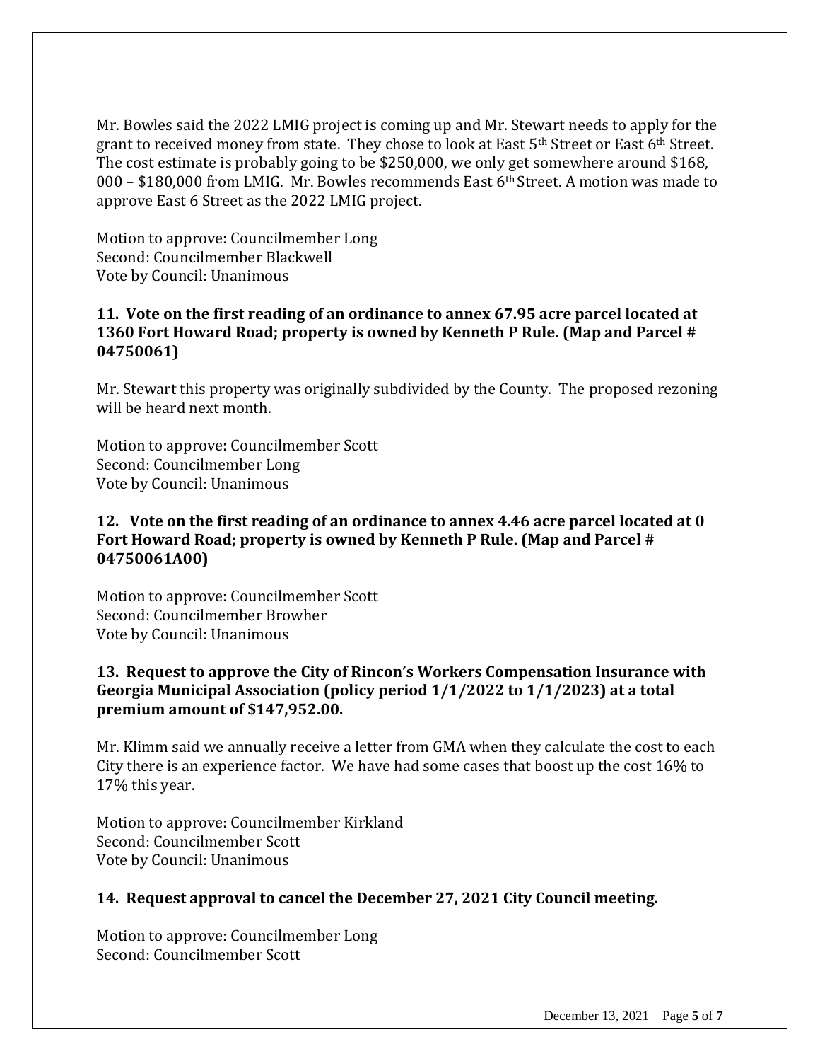Mr. Bowles said the 2022 LMIG project is coming up and Mr. Stewart needs to apply for the grant to received money from state. They chose to look at East 5th Street or East 6th Street. The cost estimate is probably going to be $250,000, we only get somewhere around $168, 000 – $180,000 from LMIG. Mr. Bowles recommends East 6th Street. A motion was made to approve East 6 Street as the 2022 LMIG project.

Motion to approve: Councilmember Long
Second: Councilmember Blackwell
Vote by Council: Unanimous

**11. Vote on the first reading of an ordinance to annex 67.95 acre parcel located at 1360 Fort Howard Road; property is owned by Kenneth P Rule. (Map and Parcel # 04750061)**

Mr. Stewart this property was originally subdivided by the County. The proposed rezoning will be heard next month.

Motion to approve: Councilmember Scott
Second: Councilmember Long
Vote by Council: Unanimous

**12. Vote on the first reading of an ordinance to annex 4.46 acre parcel located at 0 Fort Howard Road; property is owned by Kenneth P Rule. (Map and Parcel # 04750061A00)**

Motion to approve: Councilmember Scott
Second: Councilmember Browher
Vote by Council: Unanimous

**13. Request to approve the City of Rincon's Workers Compensation Insurance with Georgia Municipal Association (policy period 1/1/2022 to 1/1/2023) at a total premium amount of $147,952.00.**

Mr. Klimm said we annually receive a letter from GMA when they calculate the cost to each City there is an experience factor. We have had some cases that boost up the cost 16% to 17% this year.

Motion to approve: Councilmember Kirkland
Second: Councilmember Scott
Vote by Council: Unanimous

**14. Request approval to cancel the December 27, 2021 City Council meeting.**

Motion to approve: Councilmember Long
Second: Councilmember Scott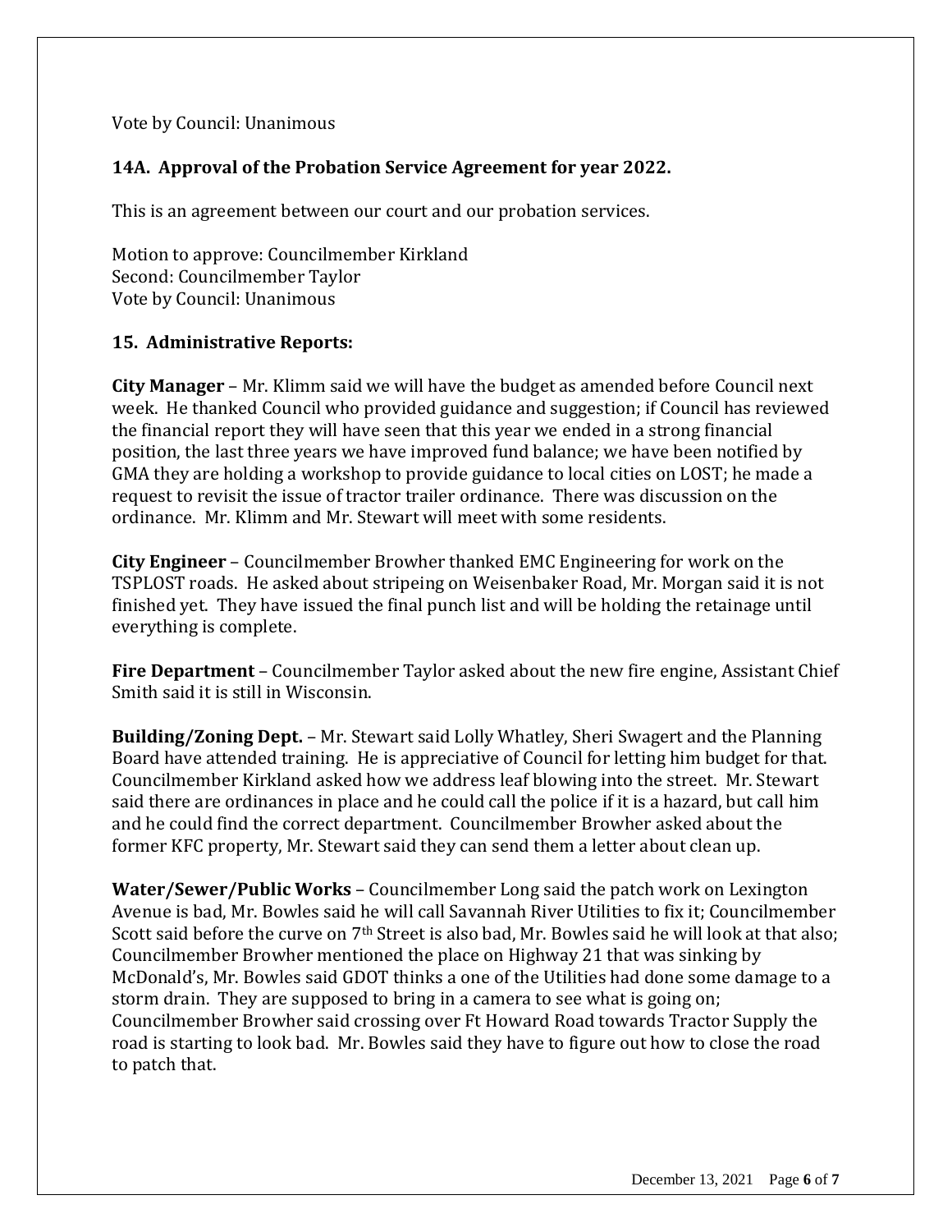Vote by Council: Unanimous

### 14A. Approval of the Probation Service Agreement for year 2022.

This is an agreement between our court and our probation services.

Motion to approve: Councilmember Kirkland
Second: Councilmember Taylor
Vote by Council: Unanimous

### 15. Administrative Reports:

**City Manager** – Mr. Klimm said we will have the budget as amended before Council next week. He thanked Council who provided guidance and suggestion; if Council has reviewed the financial report they will have seen that this year we ended in a strong financial position, the last three years we have improved fund balance; we have been notified by GMA they are holding a workshop to provide guidance to local cities on LOST; he made a request to revisit the issue of tractor trailer ordinance. There was discussion on the ordinance. Mr. Klimm and Mr. Stewart will meet with some residents.

**City Engineer** – Councilmember Browher thanked EMC Engineering for work on the TSPLOST roads. He asked about stripeing on Weisenbaker Road, Mr. Morgan said it is not finished yet. They have issued the final punch list and will be holding the retainage until everything is complete.

**Fire Department** – Councilmember Taylor asked about the new fire engine, Assistant Chief Smith said it is still in Wisconsin.

**Building/Zoning Dept.** – Mr. Stewart said Lolly Whatley, Sheri Swagert and the Planning Board have attended training. He is appreciative of Council for letting him budget for that. Councilmember Kirkland asked how we address leaf blowing into the street. Mr. Stewart said there are ordinances in place and he could call the police if it is a hazard, but call him and he could find the correct department. Councilmember Browher asked about the former KFC property, Mr. Stewart said they can send them a letter about clean up.

**Water/Sewer/Public Works** – Councilmember Long said the patch work on Lexington Avenue is bad, Mr. Bowles said he will call Savannah River Utilities to fix it; Councilmember Scott said before the curve on 7th Street is also bad, Mr. Bowles said he will look at that also; Councilmember Browher mentioned the place on Highway 21 that was sinking by McDonald's, Mr. Bowles said GDOT thinks a one of the Utilities had done some damage to a storm drain. They are supposed to bring in a camera to see what is going on; Councilmember Browher said crossing over Ft Howard Road towards Tractor Supply the road is starting to look bad. Mr. Bowles said they have to figure out how to close the road to patch that.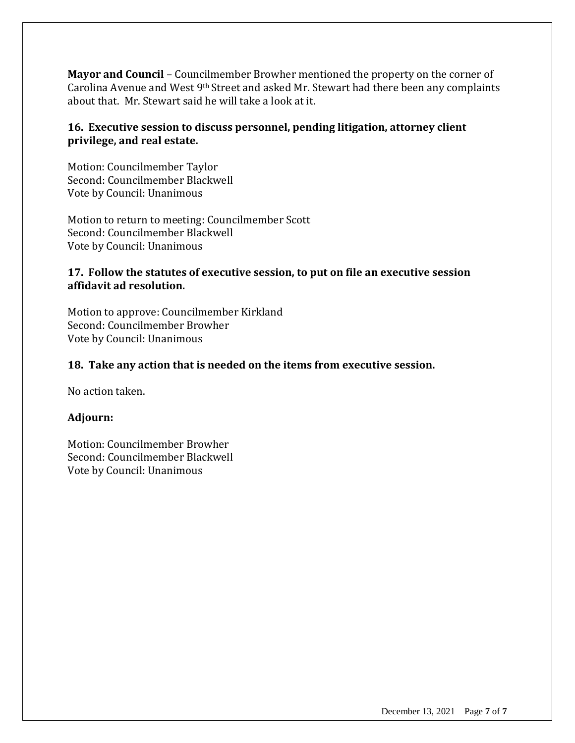**Mayor and Council** – Councilmember Browher mentioned the property on the corner of Carolina Avenue and West 9th Street and asked Mr. Stewart had there been any complaints about that. Mr. Stewart said he will take a look at it.

**16. Executive session to discuss personnel, pending litigation, attorney client privilege, and real estate.**

Motion: Councilmember Taylor
Second: Councilmember Blackwell
Vote by Council: Unanimous

Motion to return to meeting: Councilmember Scott
Second: Councilmember Blackwell
Vote by Council: Unanimous

**17. Follow the statutes of executive session, to put on file an executive session affidavit ad resolution.**

Motion to approve: Councilmember Kirkland
Second: Councilmember Browher
Vote by Council: Unanimous

**18. Take any action that is needed on the items from executive session.**

No action taken.

**Adjourn:**

Motion: Councilmember Browher
Second: Councilmember Blackwell
Vote by Council: Unanimous